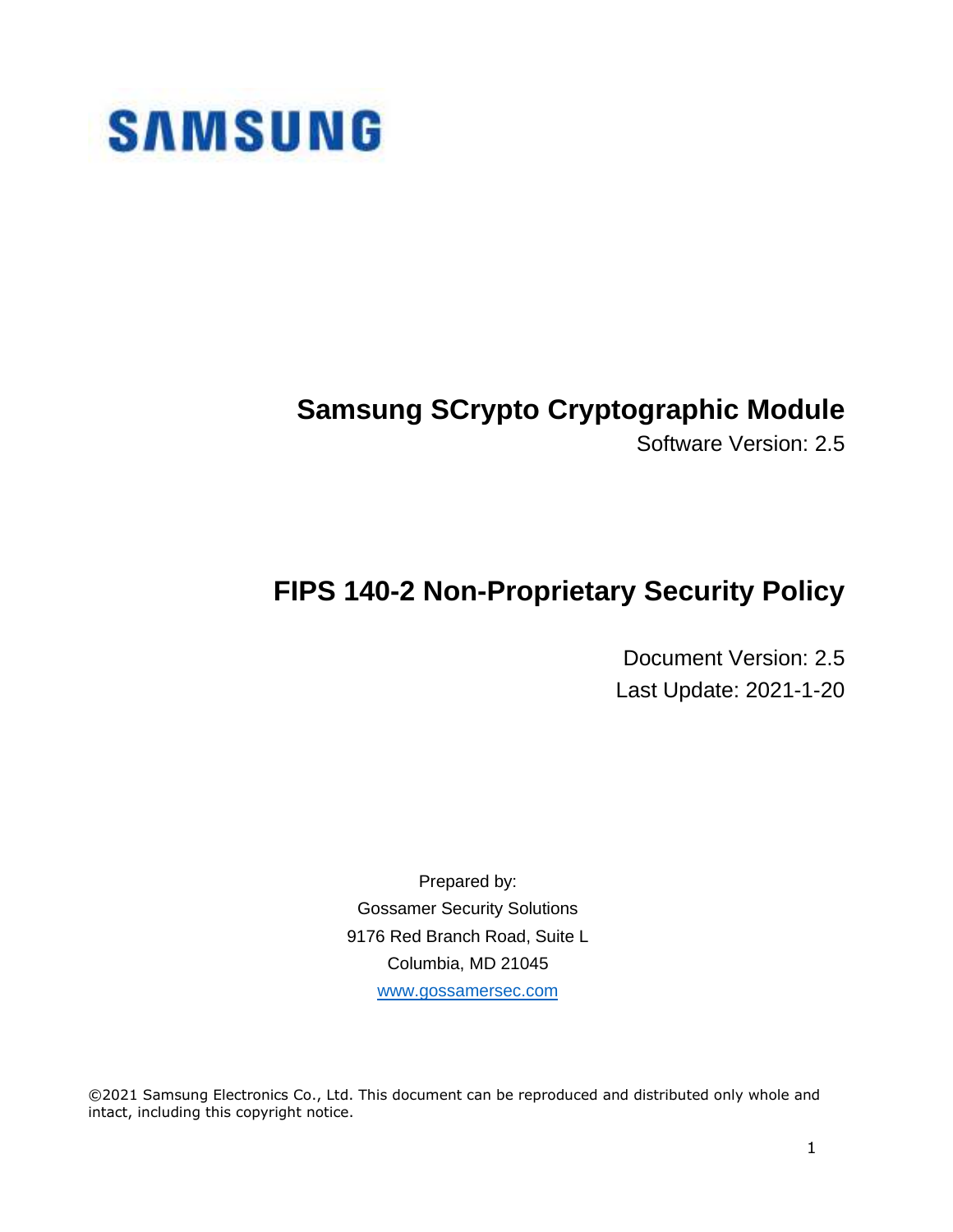SAMSUNG

# Samsung SCrypto Cryptographic Module

Software Version: 2.5

# FIPS 140-2 Non-Proprietary Security Policy

Document Version: 2.5

Last Update: 2021-1-20

Prepared by:

Gossamer Security Solutions

9176 Red Branch Road, Suite L

Columbia, MD 21045

www.gossamersec.com

©2021 Samsung Electronics Co., Ltd. This document can be reproduced and distributed only whole and intact, including this copyright notice.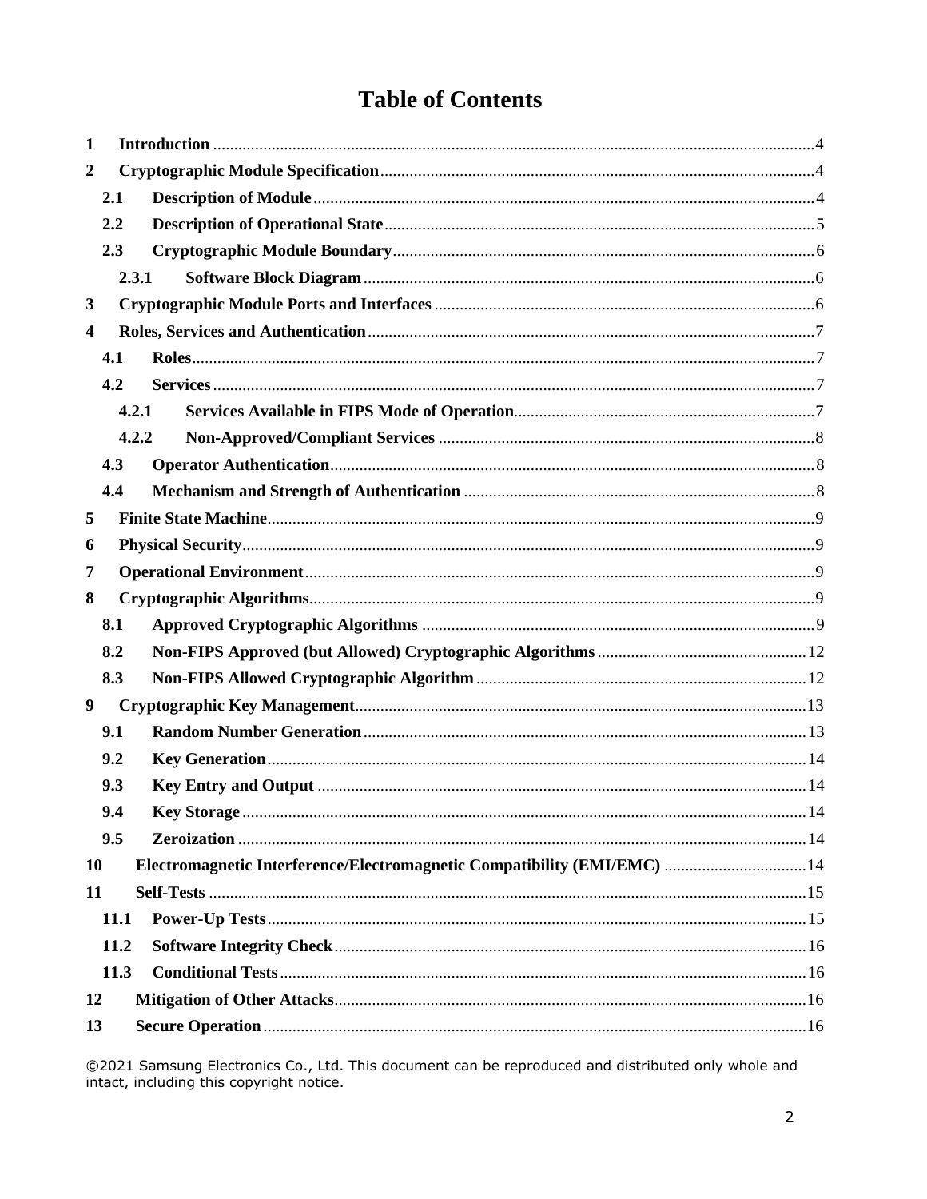# Table of Contents

| | | |
|---|---|---|
| 1 | Introduction | 4 |
| 2 | Cryptographic Module Specification | 4 |
| 2.1 | Description of Module | 4 |
| 2.2 | Description of Operational State | 5 |
| 2.3 | Cryptographic Module Boundary | 6 |
| 2.3.1 | Software Block Diagram | 6 |
| 3 | Cryptographic Module Ports and Interfaces | 6 |
| 4 | Roles, Services and Authentication | 7 |
| 4.1 | Roles | 7 |
| 4.2 | Services | 7 |
| 4.2.1 | Services Available in FIPS Mode of Operation | 7 |
| 4.2.2 | Non-Approved/Compliant Services | 8 |
| 4.3 | Operator Authentication | 8 |
| 4.4 | Mechanism and Strength of Authentication | 8 |
| 5 | Finite State Machine | 9 |
| 6 | Physical Security | 9 |
| 7 | Operational Environment | 9 |
| 8 | Cryptographic Algorithms | 9 |
| 8.1 | Approved Cryptographic Algorithms | 9 |
| 8.2 | Non-FIPS Approved (but Allowed) Cryptographic Algorithms | 12 |
| 8.3 | Non-FIPS Allowed Cryptographic Algorithm | 12 |
| 9 | Cryptographic Key Management | 13 |
| 9.1 | Random Number Generation | 13 |
| 9.2 | Key Generation | 14 |
| 9.3 | Key Entry and Output | 14 |
| 9.4 | Key Storage | 14 |
| 9.5 | Zeroization | 14 |
| 10 | Electromagnetic Interference/Electromagnetic Compatibility (EMI/EMC) | 14 |
| 11 | Self-Tests | 15 |
| 11.1 | Power-Up Tests | 15 |
| 11.2 | Software Integrity Check | 16 |
| 11.3 | Conditional Tests | 16 |
| 12 | Mitigation of Other Attacks | 16 |
| 13 | Secure Operation | 16 |

©2021 Samsung Electronics Co., Ltd. This document can be reproduced and distributed only whole and intact, including this copyright notice.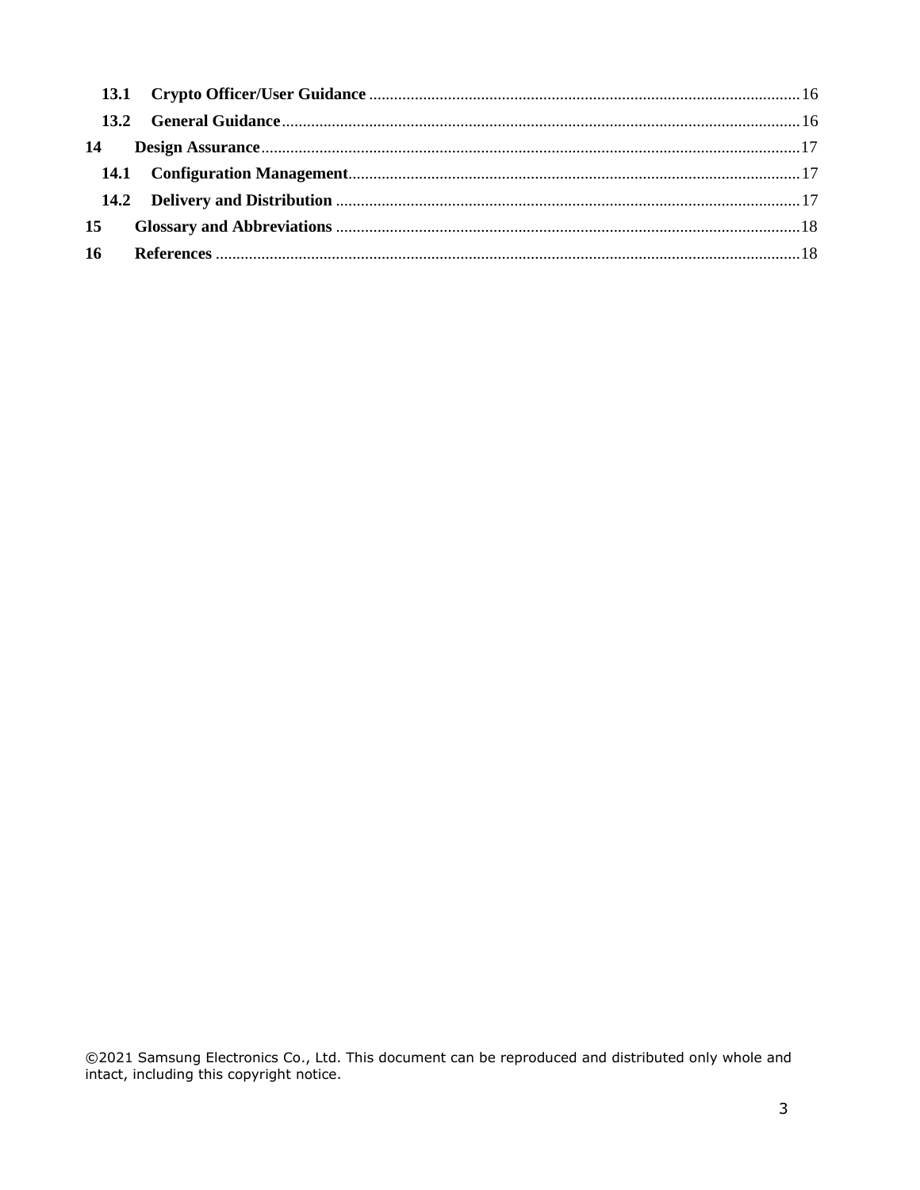13.1 **Crypto Officer/User Guidance** ........................................................................................................ 16

13.2 **General Guidance** ............................................................................................................................ 16

**14 Design Assurance** .................................................................................................................................. 17

14.1 **Configuration Management** ............................................................................................................ 17

14.2 **Delivery and Distribution** ................................................................................................................ 17

**15 Glossary and Abbreviations** .................................................................................................................. 18

**16 References** ............................................................................................................................................. 18

©2021 Samsung Electronics Co., Ltd. This document can be reproduced and distributed only whole and intact, including this copyright notice.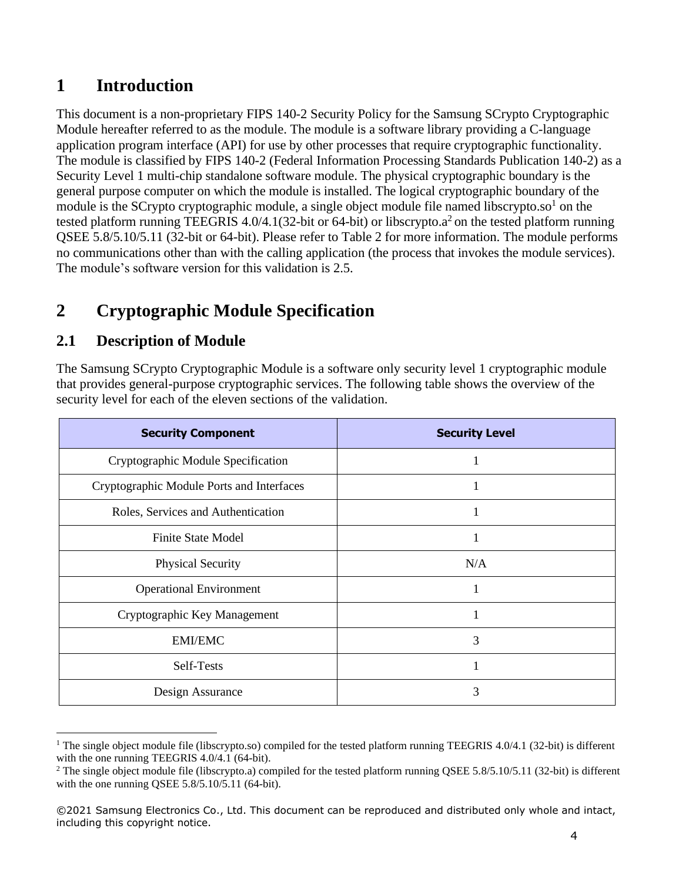# 1 Introduction

This document is a non-proprietary FIPS 140-2 Security Policy for the Samsung SCrypto Cryptographic Module hereafter referred to as the module. The module is a software library providing a C-language application program interface (API) for use by other processes that require cryptographic functionality. The module is classified by FIPS 140-2 (Federal Information Processing Standards Publication 140-2) as a Security Level 1 multi-chip standalone software module. The physical cryptographic boundary is the general purpose computer on which the module is installed. The logical cryptographic boundary of the module is the SCrypto cryptographic module, a single object module file named libscrypto.so[1] on the tested platform running TEEGRIS 4.0/4.1(32-bit or 64-bit) or libscrypto.a[2] on the tested platform running QSEE 5.8/5.10/5.11 (32-bit or 64-bit). Please refer to Table 2 for more information. The module performs no communications other than with the calling application (the process that invokes the module services). The module's software version for this validation is 2.5.

# 2 Cryptographic Module Specification

## 2.1 Description of Module

The Samsung SCrypto Cryptographic Module is a software only security level 1 cryptographic module that provides general-purpose cryptographic services. The following table shows the overview of the security level for each of the eleven sections of the validation.

| Security Component | Security Level |
|---|---|
| Cryptographic Module Specification | 1 |
| Cryptographic Module Ports and Interfaces | 1 |
| Roles, Services and Authentication | 1 |
| Finite State Model | 1 |
| Physical Security | N/A |
| Operational Environment | 1 |
| Cryptographic Key Management | 1 |
| EMI/EMC | 3 |
| Self-Tests | 1 |
| Design Assurance | 3 |

[1] The single object module file (libscrypto.so) compiled for the tested platform running TEEGRIS 4.0/4.1 (32-bit) is different with the one running TEEGRIS 4.0/4.1 (64-bit).

[2] The single object module file (libscrypto.a) compiled for the tested platform running QSEE 5.8/5.10/5.11 (32-bit) is different with the one running QSEE 5.8/5.10/5.11 (64-bit).

©2021 Samsung Electronics Co., Ltd. This document can be reproduced and distributed only whole and intact, including this copyright notice.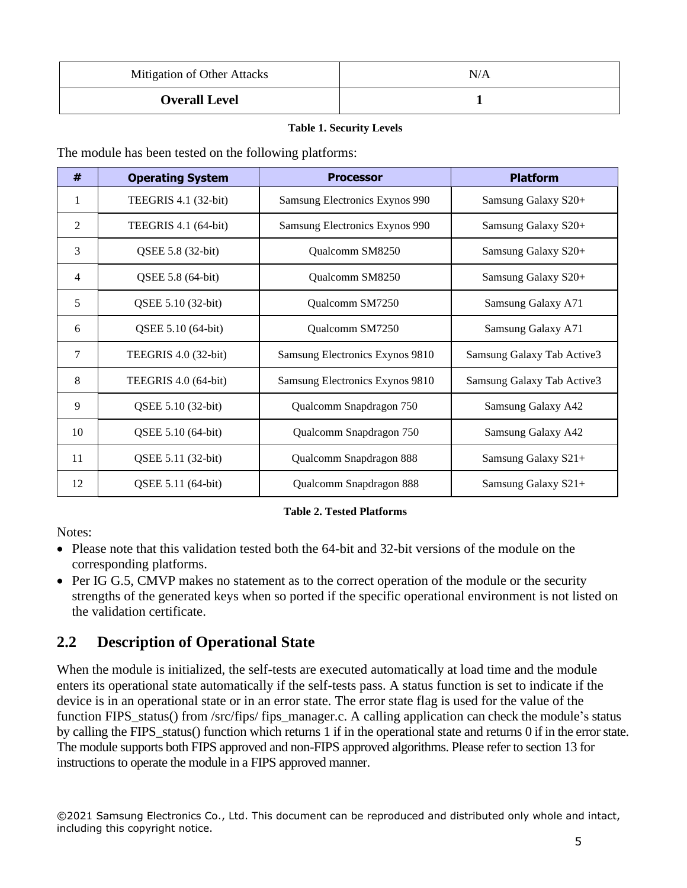| Mitigation of Other Attacks | N/A |
|---|---|
| **Overall Level** | **1** |

**Table 1. Security Levels**

The module has been tested on the following platforms:

| # | Operating System | Processor | Platform |
|---|---|---|---|
| 1 | TEEGRIS 4.1 (32-bit) | Samsung Electronics Exynos 990 | Samsung Galaxy S20+ |
| 2 | TEEGRIS 4.1 (64-bit) | Samsung Electronics Exynos 990 | Samsung Galaxy S20+ |
| 3 | QSEE 5.8 (32-bit) | Qualcomm SM8250 | Samsung Galaxy S20+ |
| 4 | QSEE 5.8 (64-bit) | Qualcomm SM8250 | Samsung Galaxy S20+ |
| 5 | QSEE 5.10 (32-bit) | Qualcomm SM7250 | Samsung Galaxy A71 |
| 6 | QSEE 5.10 (64-bit) | Qualcomm SM7250 | Samsung Galaxy A71 |
| 7 | TEEGRIS 4.0 (32-bit) | Samsung Electronics Exynos 9810 | Samsung Galaxy Tab Active3 |
| 8 | TEEGRIS 4.0 (64-bit) | Samsung Electronics Exynos 9810 | Samsung Galaxy Tab Active3 |
| 9 | QSEE 5.10 (32-bit) | Qualcomm Snapdragon 750 | Samsung Galaxy A42 |
| 10 | QSEE 5.10 (64-bit) | Qualcomm Snapdragon 750 | Samsung Galaxy A42 |
| 11 | QSEE 5.11 (32-bit) | Qualcomm Snapdragon 888 | Samsung Galaxy S21+ |
| 12 | QSEE 5.11 (64-bit) | Qualcomm Snapdragon 888 | Samsung Galaxy S21+ |

**Table 2. Tested Platforms**

Notes:

- Please note that this validation tested both the 64-bit and 32-bit versions of the module on the corresponding platforms.
- Per IG G.5, CMVP makes no statement as to the correct operation of the module or the security strengths of the generated keys when so ported if the specific operational environment is not listed on the validation certificate.

## 2.2 Description of Operational State

When the module is initialized, the self-tests are executed automatically at load time and the module enters its operational state automatically if the self-tests pass. A status function is set to indicate if the device is in an operational state or in an error state. The error state flag is used for the value of the function FIPS_status() from /src/fips/ fips_manager.c. A calling application can check the module's status by calling the FIPS_status() function which returns 1 if in the operational state and returns 0 if in the error state. The module supports both FIPS approved and non-FIPS approved algorithms. Please refer to section 13 for instructions to operate the module in a FIPS approved manner.

©2021 Samsung Electronics Co., Ltd. This document can be reproduced and distributed only whole and intact, including this copyright notice.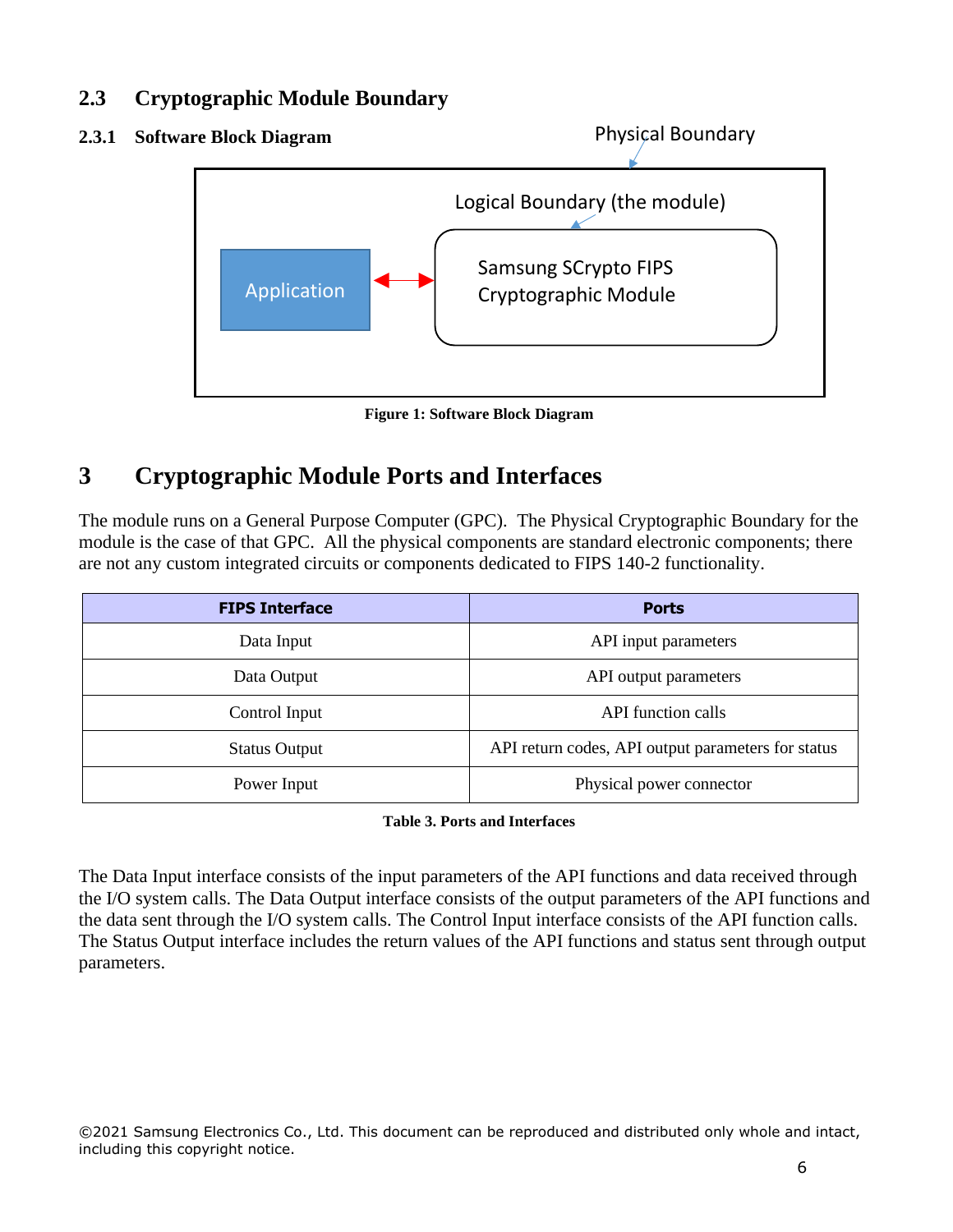## 2.3 Cryptographic Module Boundary

### 2.3.1 Software Block Diagram

Physical Boundary

Logical Boundary (the module)

Application

Samsung SCrypto FIPS Cryptographic Module

**Figure 1: Software Block Diagram**

# 3 Cryptographic Module Ports and Interfaces

The module runs on a General Purpose Computer (GPC). The Physical Cryptographic Boundary for the module is the case of that GPC. All the physical components are standard electronic components; there are not any custom integrated circuits or components dedicated to FIPS 140-2 functionality.

| FIPS Interface | Ports |
|---|---|
| Data Input | API input parameters |
| Data Output | API output parameters |
| Control Input | API function calls |
| Status Output | API return codes, API output parameters for status |
| Power Input | Physical power connector |

**Table 3. Ports and Interfaces**

The Data Input interface consists of the input parameters of the API functions and data received through the I/O system calls. The Data Output interface consists of the output parameters of the API functions and the data sent through the I/O system calls. The Control Input interface consists of the API function calls. The Status Output interface includes the return values of the API functions and status sent through output parameters.

©2021 Samsung Electronics Co., Ltd. This document can be reproduced and distributed only whole and intact, including this copyright notice.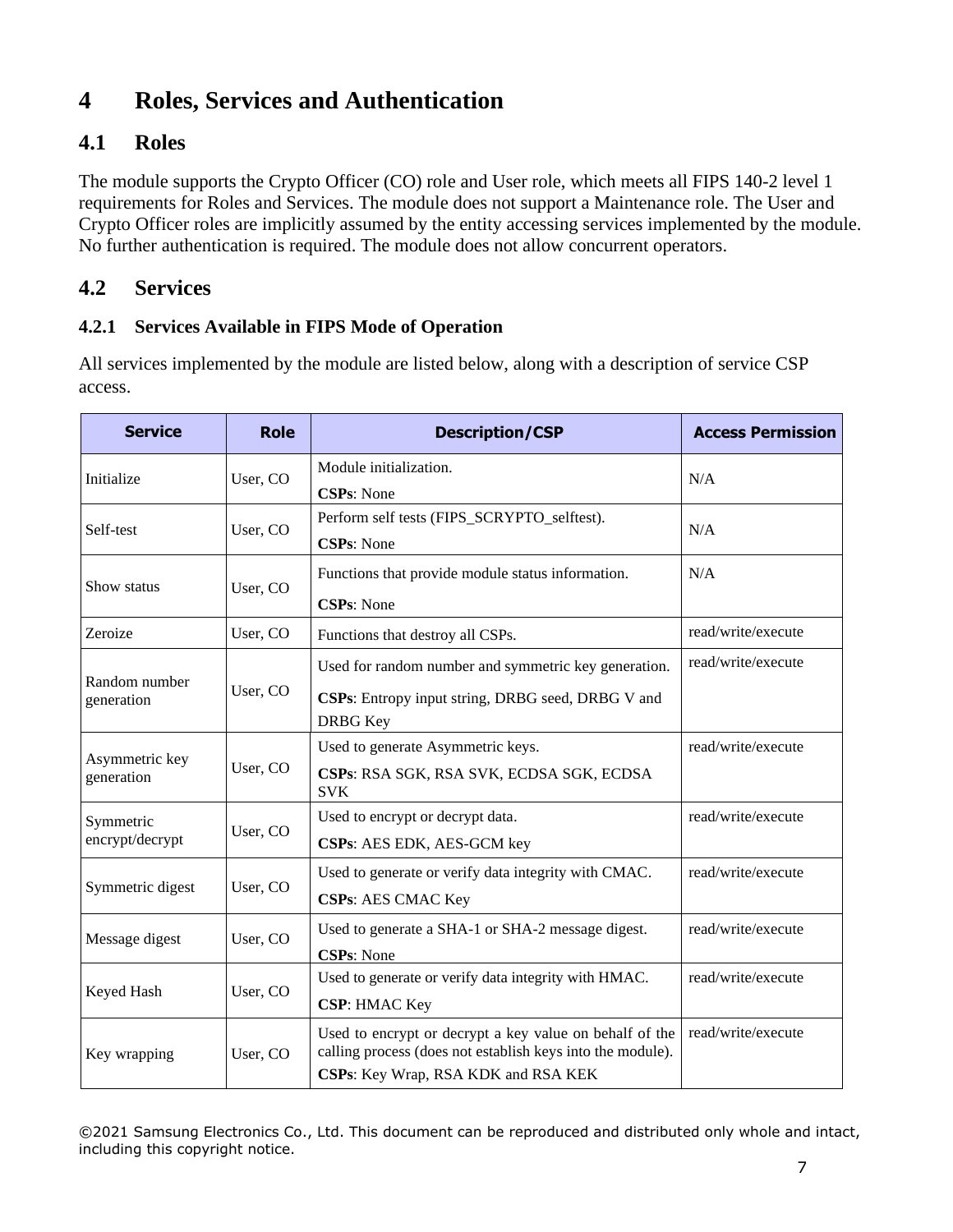# 4 Roles, Services and Authentication

## 4.1 Roles

The module supports the Crypto Officer (CO) role and User role, which meets all FIPS 140-2 level 1 requirements for Roles and Services. The module does not support a Maintenance role. The User and Crypto Officer roles are implicitly assumed by the entity accessing services implemented by the module. No further authentication is required. The module does not allow concurrent operators.

## 4.2 Services

### 4.2.1 Services Available in FIPS Mode of Operation

All services implemented by the module are listed below, along with a description of service CSP access.

| Service | Role | Description/CSP | Access Permission |
|---|---|---|---|
| Initialize | User, CO | Module initialization.<br>**CSPs**: None | N/A |
| Self-test | User, CO | Perform self tests (FIPS_SCRYPTO_selftest).<br>**CSPs**: None | N/A |
| Show status | User, CO | Functions that provide module status information.<br>**CSPs**: None | N/A |
| Zeroize | User, CO | Functions that destroy all CSPs. | read/write/execute |
| Random number generation | User, CO | Used for random number and symmetric key generation.<br>**CSPs**: Entropy input string, DRBG seed, DRBG V and DRBG Key | read/write/execute |
| Asymmetric key generation | User, CO | Used to generate Asymmetric keys.<br>**CSPs**: RSA SGK, RSA SVK, ECDSA SGK, ECDSA SVK | read/write/execute |
| Symmetric encrypt/decrypt | User, CO | Used to encrypt or decrypt data.<br>**CSPs**: AES EDK, AES-GCM key | read/write/execute |
| Symmetric digest | User, CO | Used to generate or verify data integrity with CMAC.<br>**CSPs**: AES CMAC Key | read/write/execute |
| Message digest | User, CO | Used to generate a SHA-1 or SHA-2 message digest.<br>**CSPs**: None | read/write/execute |
| Keyed Hash | User, CO | Used to generate or verify data integrity with HMAC.<br>**CSP**: HMAC Key | read/write/execute |
| Key wrapping | User, CO | Used to encrypt or decrypt a key value on behalf of the calling process (does not establish keys into the module).<br>**CSPs**: Key Wrap, RSA KDK and RSA KEK | read/write/execute |

©2021 Samsung Electronics Co., Ltd. This document can be reproduced and distributed only whole and intact, including this copyright notice.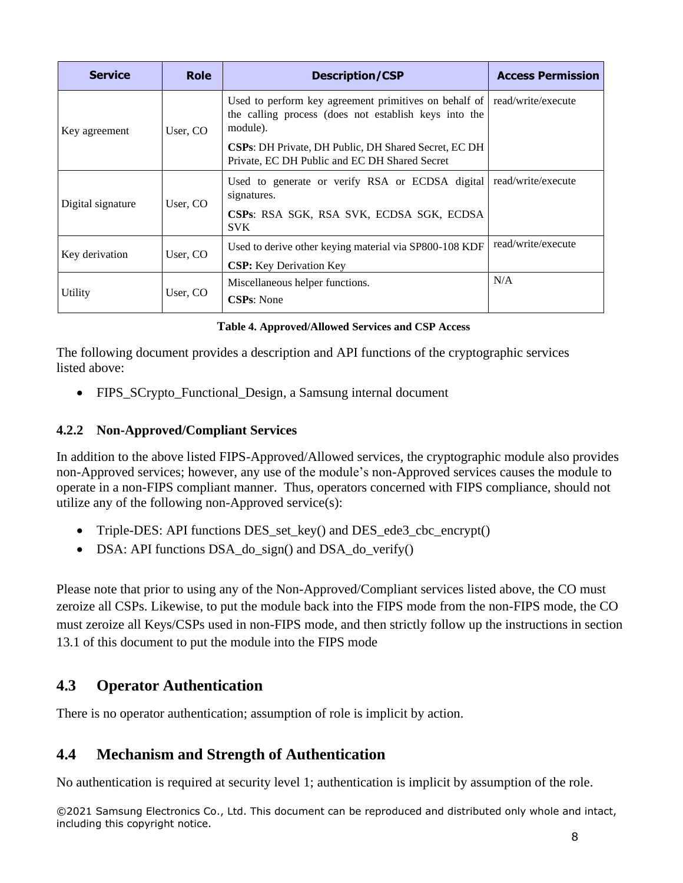| Service | Role | Description/CSP | Access Permission |
|---|---|---|---|
| Key agreement | User, CO | Used to perform key agreement primitives on behalf of the calling process (does not establish keys into the module).<br>**CSPs**: DH Private, DH Public, DH Shared Secret, EC DH Private, EC DH Public and EC DH Shared Secret | read/write/execute |
| Digital signature | User, CO | Used to generate or verify RSA or ECDSA digital signatures.<br>**CSPs**: RSA SGK, RSA SVK, ECDSA SGK, ECDSA SVK | read/write/execute |
| Key derivation | User, CO | Used to derive other keying material via SP800-108 KDF<br>**CSP:** Key Derivation Key | read/write/execute |
| Utility | User, CO | Miscellaneous helper functions.<br>**CSPs**: None | N/A |

**Table 4. Approved/Allowed Services and CSP Access**

The following document provides a description and API functions of the cryptographic services listed above:

- FIPS_SCrypto_Functional_Design, a Samsung internal document

### 4.2.2 Non-Approved/Compliant Services

In addition to the above listed FIPS-Approved/Allowed services, the cryptographic module also provides non-Approved services; however, any use of the module's non-Approved services causes the module to operate in a non-FIPS compliant manner. Thus, operators concerned with FIPS compliance, should not utilize any of the following non-Approved service(s):

- Triple-DES: API functions DES_set_key() and DES_ede3_cbc_encrypt()
- DSA: API functions DSA_do_sign() and DSA_do_verify()

Please note that prior to using any of the Non-Approved/Compliant services listed above, the CO must zeroize all CSPs. Likewise, to put the module back into the FIPS mode from the non-FIPS mode, the CO must zeroize all Keys/CSPs used in non-FIPS mode, and then strictly follow up the instructions in section 13.1 of this document to put the module into the FIPS mode

## 4.3 Operator Authentication

There is no operator authentication; assumption of role is implicit by action.

## 4.4 Mechanism and Strength of Authentication

No authentication is required at security level 1; authentication is implicit by assumption of the role.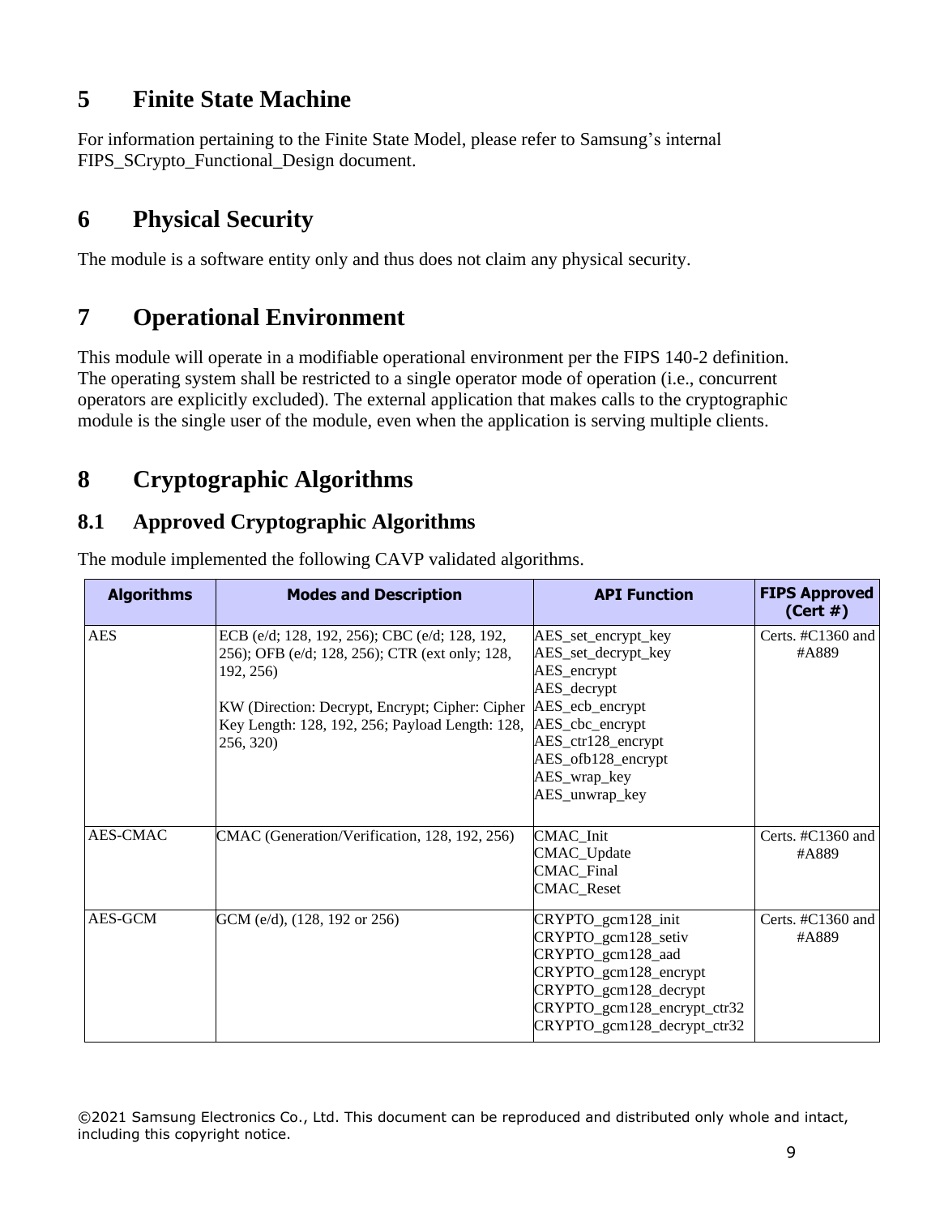# 5 Finite State Machine

For information pertaining to the Finite State Model, please refer to Samsung's internal FIPS_SCrypto_Functional_Design document.

# 6 Physical Security

The module is a software entity only and thus does not claim any physical security.

# 7 Operational Environment

This module will operate in a modifiable operational environment per the FIPS 140-2 definition. The operating system shall be restricted to a single operator mode of operation (i.e., concurrent operators are explicitly excluded). The external application that makes calls to the cryptographic module is the single user of the module, even when the application is serving multiple clients.

# 8 Cryptographic Algorithms

## 8.1 Approved Cryptographic Algorithms

The module implemented the following CAVP validated algorithms.

| Algorithms | Modes and Description | API Function | FIPS Approved (Cert #) |
|---|---|---|---|
| AES | ECB (e/d; 128, 192, 256); CBC (e/d; 128, 192, 256); OFB (e/d; 128, 256); CTR (ext only; 128, 192, 256)<br><br>KW (Direction: Decrypt, Encrypt; Cipher: Cipher Key Length: 128, 192, 256; Payload Length: 128, 256, 320) | AES_set_encrypt_key<br>AES_set_decrypt_key<br>AES_encrypt<br>AES_decrypt<br>AES_ecb_encrypt<br>AES_cbc_encrypt<br>AES_ctr128_encrypt<br>AES_ofb128_encrypt<br>AES_wrap_key<br>AES_unwrap_key | Certs. #C1360 and #A889 |
| AES-CMAC | CMAC (Generation/Verification, 128, 192, 256) | CMAC_Init<br>CMAC_Update<br>CMAC_Final<br>CMAC_Reset | Certs. #C1360 and #A889 |
| AES-GCM | GCM (e/d), (128, 192 or 256) | CRYPTO_gcm128_init<br>CRYPTO_gcm128_setiv<br>CRYPTO_gcm128_aad<br>CRYPTO_gcm128_encrypt<br>CRYPTO_gcm128_decrypt<br>CRYPTO_gcm128_encrypt_ctr32<br>CRYPTO_gcm128_decrypt_ctr32 | Certs. #C1360 and #A889 |

©2021 Samsung Electronics Co., Ltd. This document can be reproduced and distributed only whole and intact, including this copyright notice.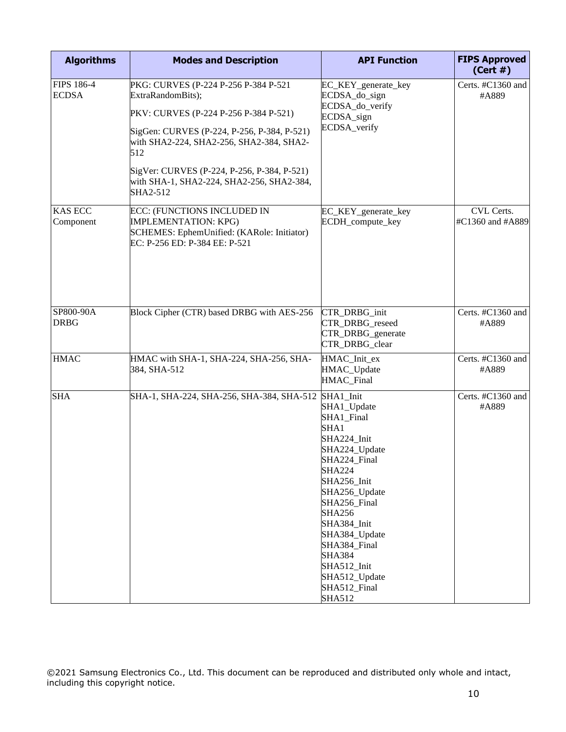| Algorithms | Modes and Description | API Function | FIPS Approved (Cert #) |
|---|---|---|---|
| FIPS 186-4 ECDSA | PKG: CURVES (P-224 P-256 P-384 P-521 ExtraRandomBits);<br><br>PKV: CURVES (P-224 P-256 P-384 P-521)<br><br>SigGen: CURVES (P-224, P-256, P-384, P-521) with SHA2-224, SHA2-256, SHA2-384, SHA2-512<br><br>SigVer: CURVES (P-224, P-256, P-384, P-521) with SHA-1, SHA2-224, SHA2-256, SHA2-384, SHA2-512 | EC_KEY_generate_key<br>ECDSA_do_sign<br>ECDSA_do_verify<br>ECDSA_sign<br>ECDSA_verify | Certs. #C1360 and #A889 |
| KAS ECC Component | ECC: (FUNCTIONS INCLUDED IN IMPLEMENTATION: KPG)<br>SCHEMES: EphemUnified: (KARole: Initiator)<br>EC: P-256 ED: P-384 EE: P-521 | EC_KEY_generate_key<br>ECDH_compute_key | CVL Certs. #C1360 and #A889 |
| SP800-90A DRBG | Block Cipher (CTR) based DRBG with AES-256 | CTR_DRBG_init<br>CTR_DRBG_reseed<br>CTR_DRBG_generate<br>CTR_DRBG_clear | Certs. #C1360 and #A889 |
| HMAC | HMAC with SHA-1, SHA-224, SHA-256, SHA-384, SHA-512 | HMAC_Init_ex<br>HMAC_Update<br>HMAC_Final | Certs. #C1360 and #A889 |
| SHA | SHA-1, SHA-224, SHA-256, SHA-384, SHA-512 | SHA1_Init<br>SHA1_Update<br>SHA1_Final<br>SHA1<br>SHA224_Init<br>SHA224_Update<br>SHA224_Final<br>SHA224<br>SHA256_Init<br>SHA256_Update<br>SHA256_Final<br>SHA256<br>SHA384_Init<br>SHA384_Update<br>SHA384_Final<br>SHA384<br>SHA512_Init<br>SHA512_Update<br>SHA512_Final<br>SHA512 | Certs. #C1360 and #A889 |

©2021 Samsung Electronics Co., Ltd. This document can be reproduced and distributed only whole and intact, including this copyright notice.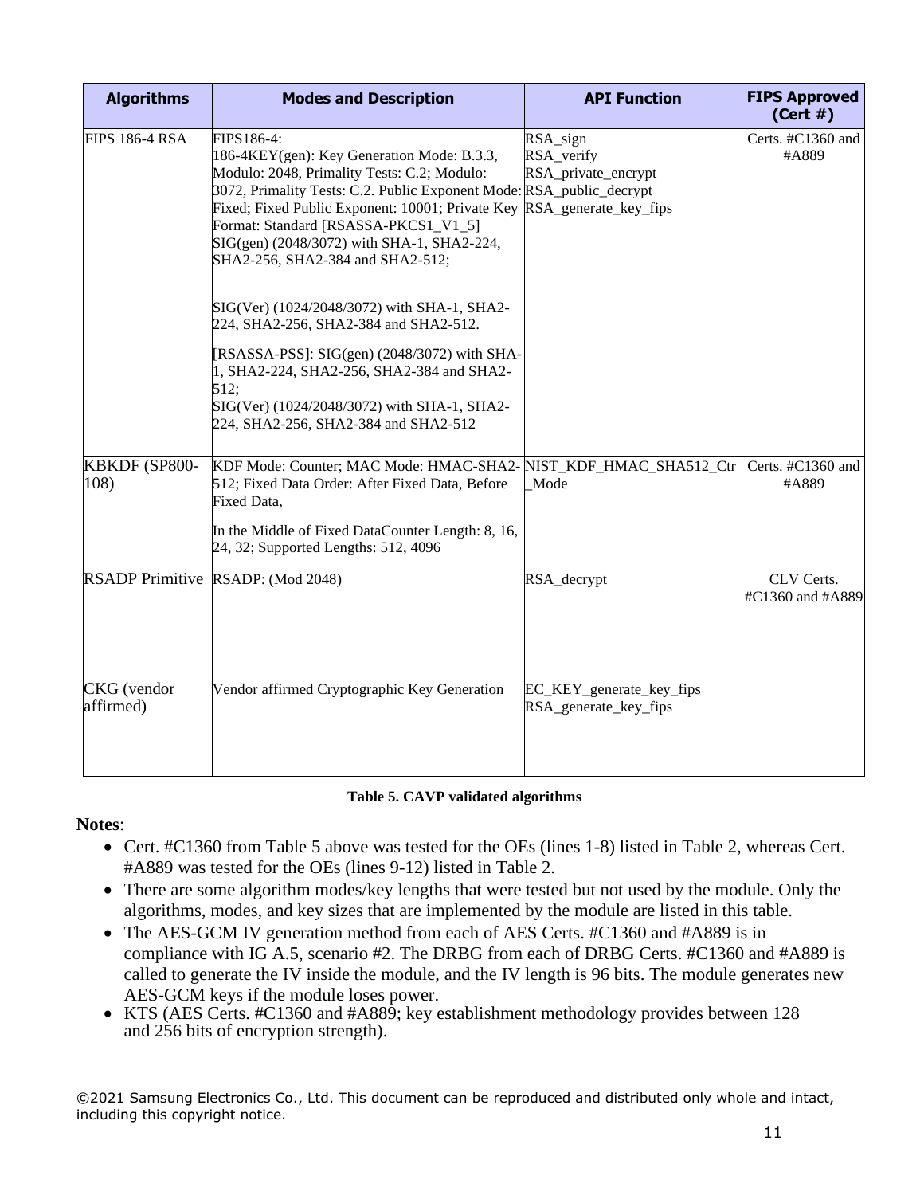| Algorithms | Modes and Description | API Function | FIPS Approved (Cert #) |
|---|---|---|---|
| FIPS 186-4 RSA | FIPS186-4:<br>186-4KEY(gen): Key Generation Mode: B.3.3, Modulo: 2048, Primality Tests: C.2; Modulo: 3072, Primality Tests: C.2. Public Exponent Mode: Fixed; Fixed Public Exponent: 10001; Private Key Format: Standard [RSASSA-PKCS1_V1_5] SIG(gen) (2048/3072) with SHA-1, SHA2-224, SHA2-256, SHA2-384 and SHA2-512;<br><br>SIG(Ver) (1024/2048/3072) with SHA-1, SHA2-224, SHA2-256, SHA2-384 and SHA2-512.<br><br>[RSASSA-PSS]: SIG(gen) (2048/3072) with SHA-1, SHA2-224, SHA2-256, SHA2-384 and SHA2-512;<br>SIG(Ver) (1024/2048/3072) with SHA-1, SHA2-224, SHA2-256, SHA2-384 and SHA2-512 | RSA_sign<br>RSA_verify<br>RSA_private_encrypt<br>RSA_public_decrypt<br>RSA_generate_key_fips | Certs. #C1360 and #A889 |
| KBKDF (SP800-108) | KDF Mode: Counter; MAC Mode: HMAC-SHA2-512; Fixed Data Order: After Fixed Data, Before Fixed Data,<br><br>In the Middle of Fixed DataCounter Length: 8, 16, 24, 32; Supported Lengths: 512, 4096 | NIST_KDF_HMAC_SHA512_Ctr_Mode | Certs. #C1360 and #A889 |
| RSADP Primitive | RSADP: (Mod 2048) | RSA_decrypt | CLV Certs. #C1360 and #A889 |
| CKG (vendor affirmed) | Vendor affirmed Cryptographic Key Generation | EC_KEY_generate_key_fips<br>RSA_generate_key_fips | |

**Table 5. CAVP validated algorithms**

**Notes**:

- Cert. #C1360 from Table 5 above was tested for the OEs (lines 1-8) listed in Table 2, whereas Cert. #A889 was tested for the OEs (lines 9-12) listed in Table 2.
- There are some algorithm modes/key lengths that were tested but not used by the module. Only the algorithms, modes, and key sizes that are implemented by the module are listed in this table.
- The AES-GCM IV generation method from each of AES Certs. #C1360 and #A889 is in compliance with IG A.5, scenario #2. The DRBG from each of DRBG Certs. #C1360 and #A889 is called to generate the IV inside the module, and the IV length is 96 bits. The module generates new AES-GCM keys if the module loses power.
- KTS (AES Certs. #C1360 and #A889; key establishment methodology provides between 128 and 256 bits of encryption strength).

©2021 Samsung Electronics Co., Ltd. This document can be reproduced and distributed only whole and intact, including this copyright notice.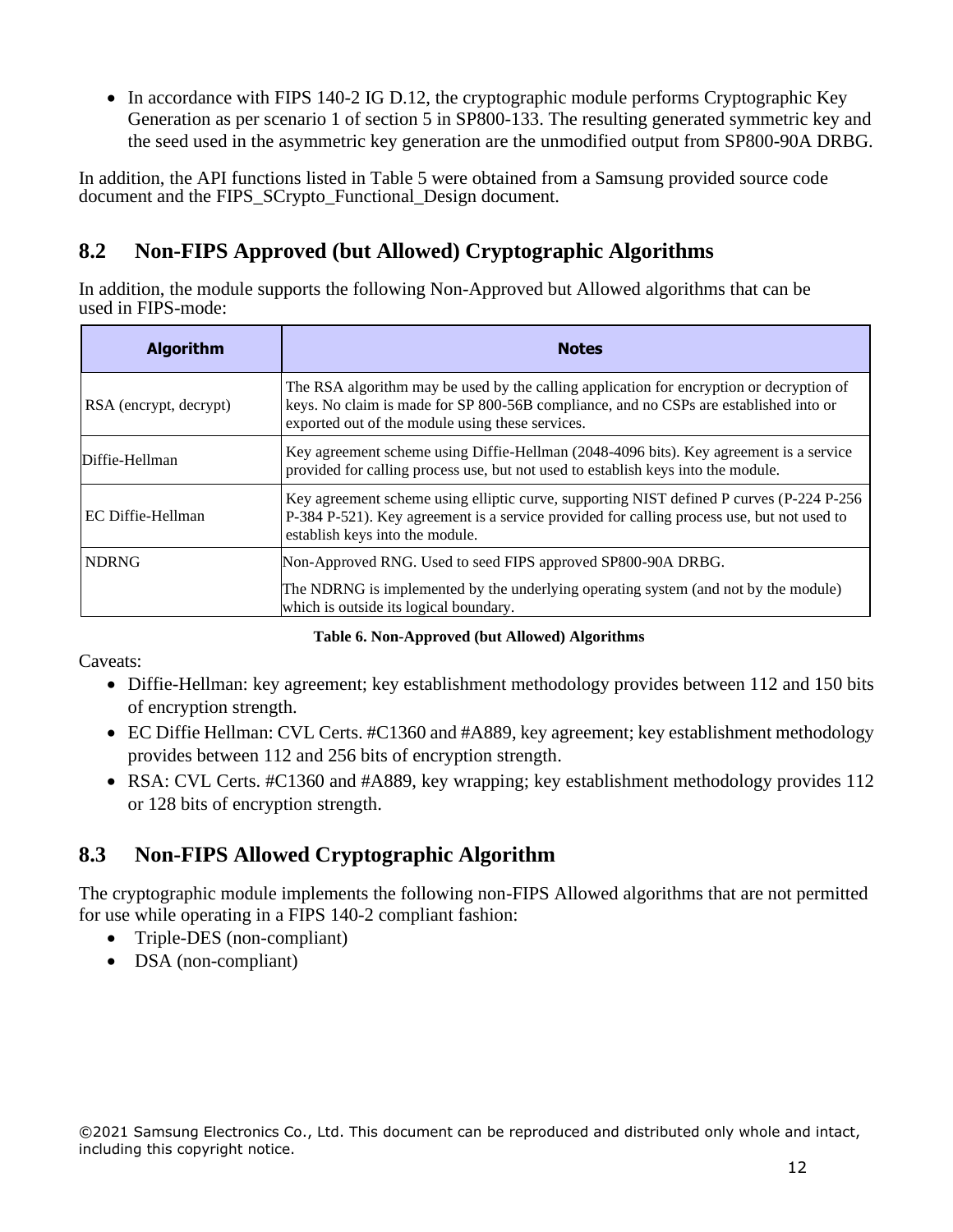- In accordance with FIPS 140-2 IG D.12, the cryptographic module performs Cryptographic Key Generation as per scenario 1 of section 5 in SP800-133. The resulting generated symmetric key and the seed used in the asymmetric key generation are the unmodified output from SP800-90A DRBG.

In addition, the API functions listed in Table 5 were obtained from a Samsung provided source code document and the FIPS_SCrypto_Functional_Design document.

## 8.2 Non-FIPS Approved (but Allowed) Cryptographic Algorithms

In addition, the module supports the following Non-Approved but Allowed algorithms that can be used in FIPS-mode:

| Algorithm | Notes |
|---|---|
| RSA (encrypt, decrypt) | The RSA algorithm may be used by the calling application for encryption or decryption of keys. No claim is made for SP 800-56B compliance, and no CSPs are established into or exported out of the module using these services. |
| Diffie-Hellman | Key agreement scheme using Diffie-Hellman (2048-4096 bits). Key agreement is a service provided for calling process use, but not used to establish keys into the module. |
| EC Diffie-Hellman | Key agreement scheme using elliptic curve, supporting NIST defined P curves (P-224 P-256 P-384 P-521). Key agreement is a service provided for calling process use, but not used to establish keys into the module. |
| NDRNG | Non-Approved RNG. Used to seed FIPS approved SP800-90A DRBG.<br>The NDRNG is implemented by the underlying operating system (and not by the module) which is outside its logical boundary. |

**Table 6. Non-Approved (but Allowed) Algorithms**

Caveats:

- Diffie-Hellman: key agreement; key establishment methodology provides between 112 and 150 bits of encryption strength.
- EC Diffie Hellman: CVL Certs. #C1360 and #A889, key agreement; key establishment methodology provides between 112 and 256 bits of encryption strength.
- RSA: CVL Certs. #C1360 and #A889, key wrapping; key establishment methodology provides 112 or 128 bits of encryption strength.

## 8.3 Non-FIPS Allowed Cryptographic Algorithm

The cryptographic module implements the following non-FIPS Allowed algorithms that are not permitted for use while operating in a FIPS 140-2 compliant fashion:

- Triple-DES (non-compliant)
- DSA (non-compliant)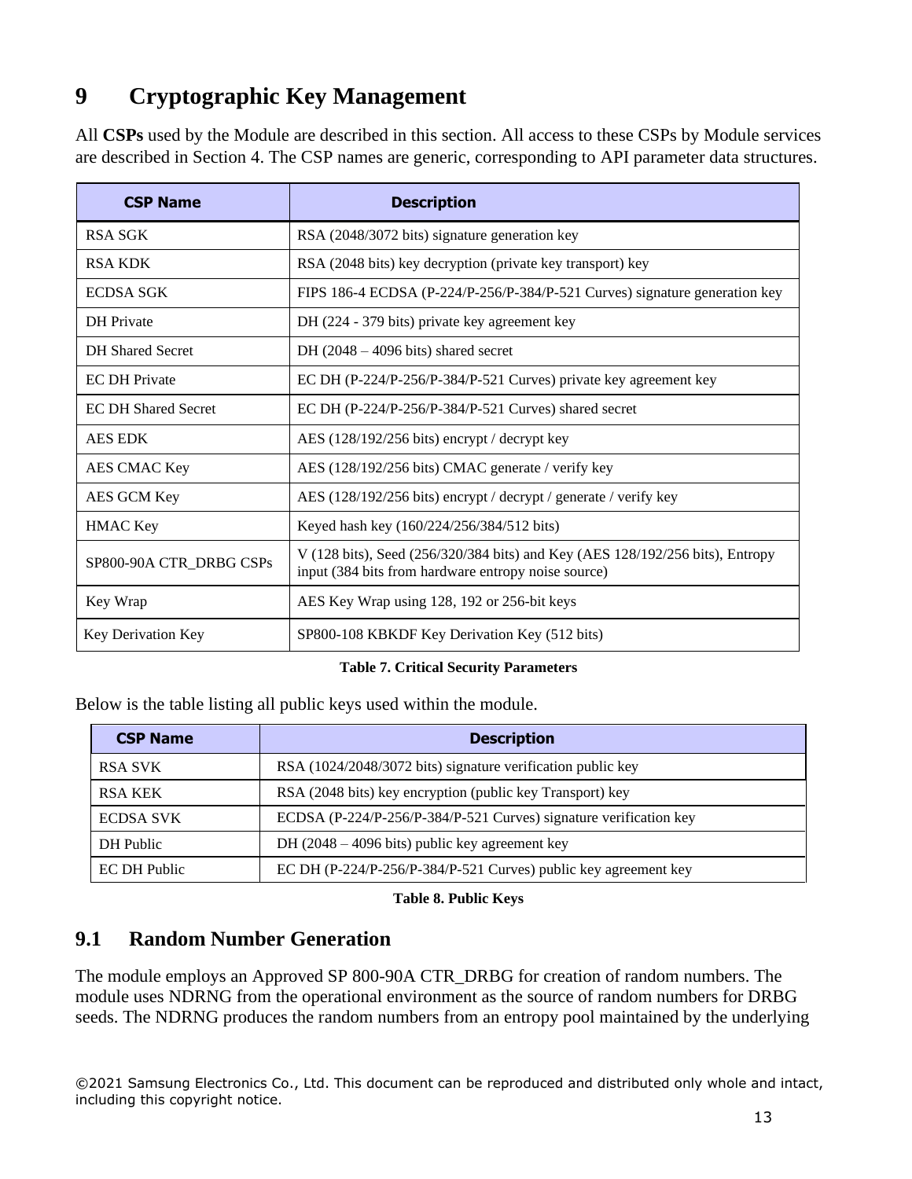# 9 Cryptographic Key Management

All **CSPs** used by the Module are described in this section. All access to these CSPs by Module services are described in Section 4. The CSP names are generic, corresponding to API parameter data structures.

| CSP Name | Description |
|---|---|
| RSA SGK | RSA (2048/3072 bits) signature generation key |
| RSA KDK | RSA (2048 bits) key decryption (private key transport) key |
| ECDSA SGK | FIPS 186-4 ECDSA (P-224/P-256/P-384/P-521 Curves) signature generation key |
| DH Private | DH (224 - 379 bits) private key agreement key |
| DH Shared Secret | DH (2048 – 4096 bits) shared secret |
| EC DH Private | EC DH (P-224/P-256/P-384/P-521 Curves) private key agreement key |
| EC DH Shared Secret | EC DH (P-224/P-256/P-384/P-521 Curves) shared secret |
| AES EDK | AES (128/192/256 bits) encrypt / decrypt key |
| AES CMAC Key | AES (128/192/256 bits) CMAC generate / verify key |
| AES GCM Key | AES (128/192/256 bits) encrypt / decrypt / generate / verify key |
| HMAC Key | Keyed hash key (160/224/256/384/512 bits) |
| SP800-90A CTR_DRBG CSPs | V (128 bits), Seed (256/320/384 bits) and Key (AES 128/192/256 bits), Entropy input (384 bits from hardware entropy noise source) |
| Key Wrap | AES Key Wrap using 128, 192 or 256-bit keys |
| Key Derivation Key | SP800-108 KBKDF Key Derivation Key (512 bits) |

**Table 7. Critical Security Parameters**

Below is the table listing all public keys used within the module.

| CSP Name | Description |
|---|---|
| RSA SVK | RSA (1024/2048/3072 bits) signature verification public key |
| RSA KEK | RSA (2048 bits) key encryption (public key Transport) key |
| ECDSA SVK | ECDSA (P-224/P-256/P-384/P-521 Curves) signature verification key |
| DH Public | DH (2048 – 4096 bits) public key agreement key |
| EC DH Public | EC DH (P-224/P-256/P-384/P-521 Curves) public key agreement key |

**Table 8. Public Keys**

## 9.1 Random Number Generation

The module employs an Approved SP 800-90A CTR_DRBG for creation of random numbers. The module uses NDRNG from the operational environment as the source of random numbers for DRBG seeds. The NDRNG produces the random numbers from an entropy pool maintained by the underlying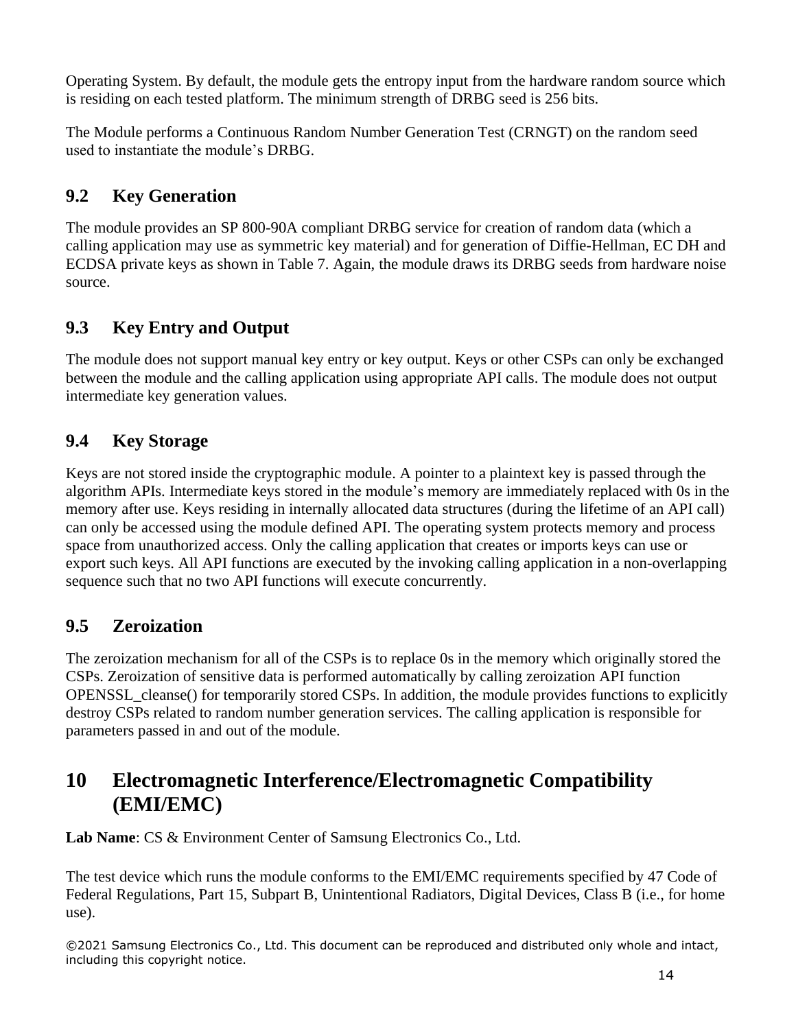Operating System. By default, the module gets the entropy input from the hardware random source which is residing on each tested platform. The minimum strength of DRBG seed is 256 bits.

The Module performs a Continuous Random Number Generation Test (CRNGT) on the random seed used to instantiate the module's DRBG.

## 9.2 Key Generation

The module provides an SP 800-90A compliant DRBG service for creation of random data (which a calling application may use as symmetric key material) and for generation of Diffie-Hellman, EC DH and ECDSA private keys as shown in Table 7. Again, the module draws its DRBG seeds from hardware noise source.

## 9.3 Key Entry and Output

The module does not support manual key entry or key output. Keys or other CSPs can only be exchanged between the module and the calling application using appropriate API calls. The module does not output intermediate key generation values.

## 9.4 Key Storage

Keys are not stored inside the cryptographic module. A pointer to a plaintext key is passed through the algorithm APIs. Intermediate keys stored in the module's memory are immediately replaced with 0s in the memory after use. Keys residing in internally allocated data structures (during the lifetime of an API call) can only be accessed using the module defined API. The operating system protects memory and process space from unauthorized access. Only the calling application that creates or imports keys can use or export such keys. All API functions are executed by the invoking calling application in a non-overlapping sequence such that no two API functions will execute concurrently.

## 9.5 Zeroization

The zeroization mechanism for all of the CSPs is to replace 0s in the memory which originally stored the CSPs. Zeroization of sensitive data is performed automatically by calling zeroization API function OPENSSL_cleanse() for temporarily stored CSPs. In addition, the module provides functions to explicitly destroy CSPs related to random number generation services. The calling application is responsible for parameters passed in and out of the module.

# 10 Electromagnetic Interference/Electromagnetic Compatibility (EMI/EMC)

**Lab Name**: CS & Environment Center of Samsung Electronics Co., Ltd.

The test device which runs the module conforms to the EMI/EMC requirements specified by 47 Code of Federal Regulations, Part 15, Subpart B, Unintentional Radiators, Digital Devices, Class B (i.e., for home use).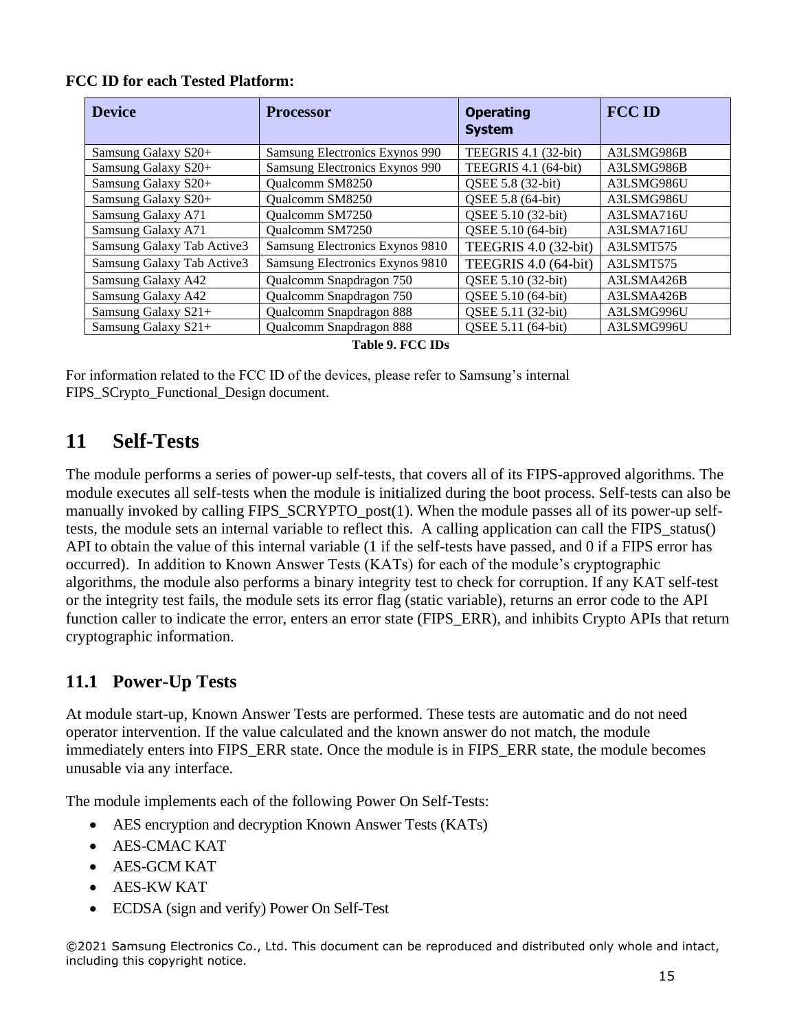**FCC ID for each Tested Platform:**

| Device | Processor | Operating System | FCC ID |
|---|---|---|---|
| Samsung Galaxy S20+ | Samsung Electronics Exynos 990 | TEEGRIS 4.1 (32-bit) | A3LSMG986B |
| Samsung Galaxy S20+ | Samsung Electronics Exynos 990 | TEEGRIS 4.1 (64-bit) | A3LSMG986B |
| Samsung Galaxy S20+ | Qualcomm SM8250 | QSEE 5.8 (32-bit) | A3LSMG986U |
| Samsung Galaxy S20+ | Qualcomm SM8250 | QSEE 5.8 (64-bit) | A3LSMG986U |
| Samsung Galaxy A71 | Qualcomm SM7250 | QSEE 5.10 (32-bit) | A3LSMA716U |
| Samsung Galaxy A71 | Qualcomm SM7250 | QSEE 5.10 (64-bit) | A3LSMA716U |
| Samsung Galaxy Tab Active3 | Samsung Electronics Exynos 9810 | TEEGRIS 4.0 (32-bit) | A3LSMT575 |
| Samsung Galaxy Tab Active3 | Samsung Electronics Exynos 9810 | TEEGRIS 4.0 (64-bit) | A3LSMT575 |
| Samsung Galaxy A42 | Qualcomm Snapdragon 750 | QSEE 5.10 (32-bit) | A3LSMA426B |
| Samsung Galaxy A42 | Qualcomm Snapdragon 750 | QSEE 5.10 (64-bit) | A3LSMA426B |
| Samsung Galaxy S21+ | Qualcomm Snapdragon 888 | QSEE 5.11 (32-bit) | A3LSMG996U |
| Samsung Galaxy S21+ | Qualcomm Snapdragon 888 | QSEE 5.11 (64-bit) | A3LSMG996U |

**Table 9. FCC IDs**

For information related to the FCC ID of the devices, please refer to Samsung's internal FIPS_SCrypto_Functional_Design document.

# 11 Self-Tests

The module performs a series of power-up self-tests, that covers all of its FIPS-approved algorithms. The module executes all self-tests when the module is initialized during the boot process. Self-tests can also be manually invoked by calling FIPS_SCRYPTO_post(1). When the module passes all of its power-up self-tests, the module sets an internal variable to reflect this. A calling application can call the FIPS_status() API to obtain the value of this internal variable (1 if the self-tests have passed, and 0 if a FIPS error has occurred). In addition to Known Answer Tests (KATs) for each of the module's cryptographic algorithms, the module also performs a binary integrity test to check for corruption. If any KAT self-test or the integrity test fails, the module sets its error flag (static variable), returns an error code to the API function caller to indicate the error, enters an error state (FIPS_ERR), and inhibits Crypto APIs that return cryptographic information.

## 11.1 Power-Up Tests

At module start-up, Known Answer Tests are performed. These tests are automatic and do not need operator intervention. If the value calculated and the known answer do not match, the module immediately enters into FIPS_ERR state. Once the module is in FIPS_ERR state, the module becomes unusable via any interface.

The module implements each of the following Power On Self-Tests:

- AES encryption and decryption Known Answer Tests (KATs)
- AES-CMAC KAT
- AES-GCM KAT
- AES-KW KAT
- ECDSA (sign and verify) Power On Self-Test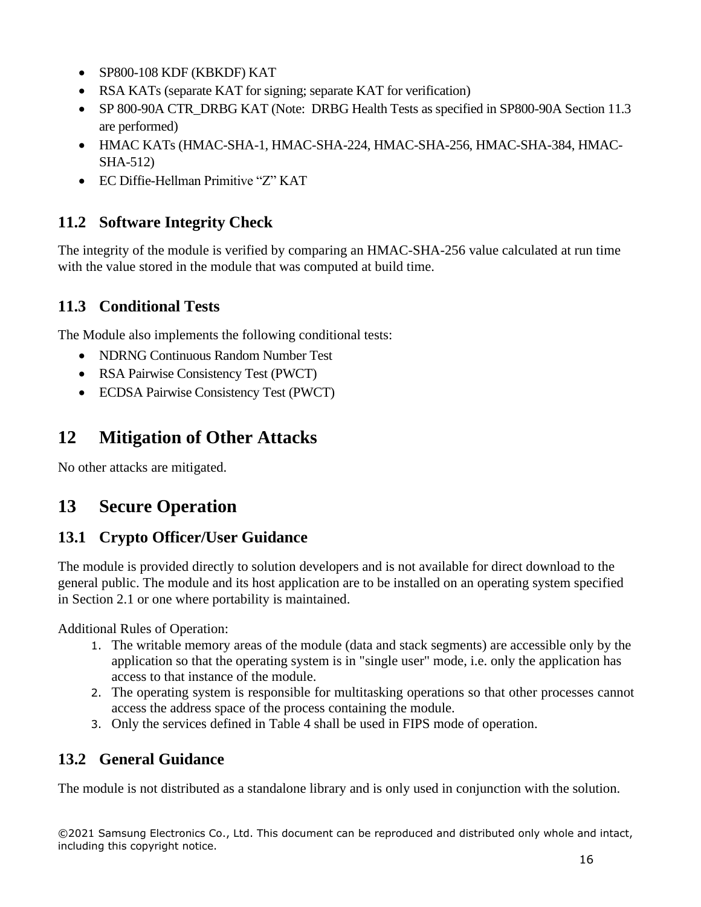- SP800-108 KDF (KBKDF) KAT
- RSA KATs (separate KAT for signing; separate KAT for verification)
- SP 800-90A CTR_DRBG KAT (Note: DRBG Health Tests as specified in SP800-90A Section 11.3 are performed)
- HMAC KATs (HMAC-SHA-1, HMAC-SHA-224, HMAC-SHA-256, HMAC-SHA-384, HMAC-SHA-512)
- EC Diffie-Hellman Primitive “Z” KAT

## 11.2 Software Integrity Check

The integrity of the module is verified by comparing an HMAC-SHA-256 value calculated at run time with the value stored in the module that was computed at build time.

## 11.3 Conditional Tests

The Module also implements the following conditional tests:

- NDRNG Continuous Random Number Test
- RSA Pairwise Consistency Test (PWCT)
- ECDSA Pairwise Consistency Test (PWCT)

# 12 Mitigation of Other Attacks

No other attacks are mitigated.

# 13 Secure Operation

## 13.1 Crypto Officer/User Guidance

The module is provided directly to solution developers and is not available for direct download to the general public. The module and its host application are to be installed on an operating system specified in Section 2.1 or one where portability is maintained.

Additional Rules of Operation:

1. The writable memory areas of the module (data and stack segments) are accessible only by the application so that the operating system is in "single user" mode, i.e. only the application has access to that instance of the module.
2. The operating system is responsible for multitasking operations so that other processes cannot access the address space of the process containing the module.
3. Only the services defined in Table 4 shall be used in FIPS mode of operation.

## 13.2 General Guidance

The module is not distributed as a standalone library and is only used in conjunction with the solution.

©2021 Samsung Electronics Co., Ltd. This document can be reproduced and distributed only whole and intact, including this copyright notice.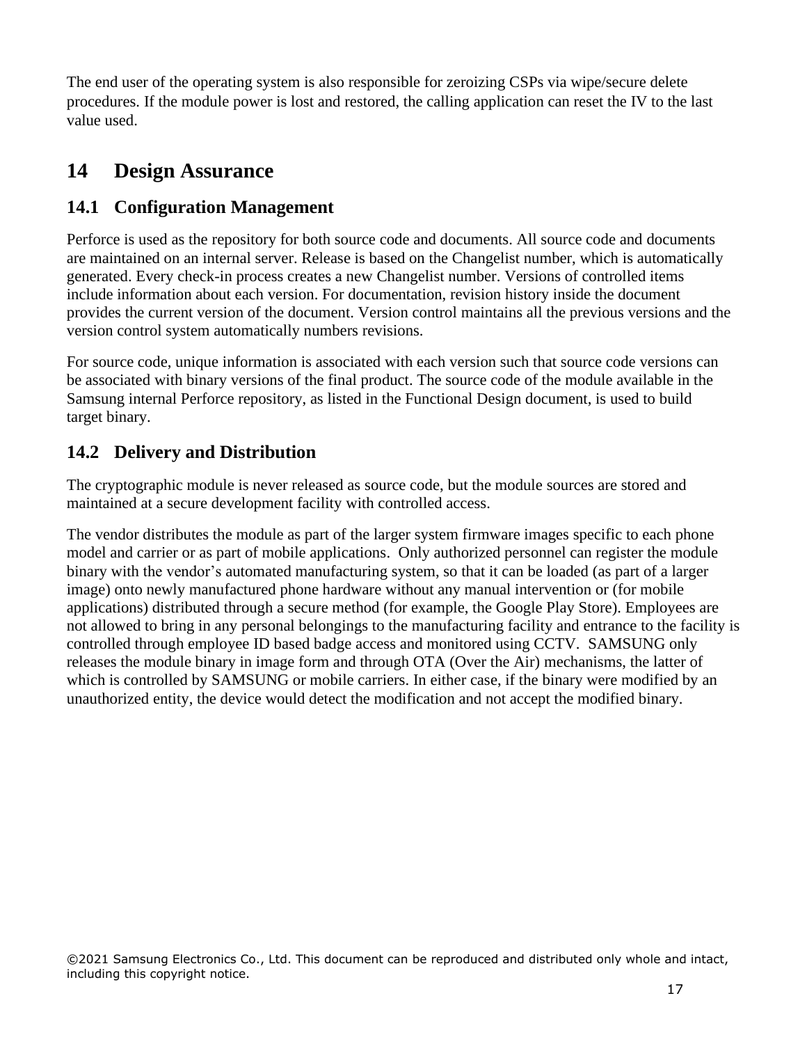The end user of the operating system is also responsible for zeroizing CSPs via wipe/secure delete procedures. If the module power is lost and restored, the calling application can reset the IV to the last value used.

# 14 Design Assurance

## 14.1 Configuration Management

Perforce is used as the repository for both source code and documents. All source code and documents are maintained on an internal server. Release is based on the Changelist number, which is automatically generated. Every check-in process creates a new Changelist number. Versions of controlled items include information about each version. For documentation, revision history inside the document provides the current version of the document. Version control maintains all the previous versions and the version control system automatically numbers revisions.

For source code, unique information is associated with each version such that source code versions can be associated with binary versions of the final product. The source code of the module available in the Samsung internal Perforce repository, as listed in the Functional Design document, is used to build target binary.

## 14.2 Delivery and Distribution

The cryptographic module is never released as source code, but the module sources are stored and maintained at a secure development facility with controlled access.

The vendor distributes the module as part of the larger system firmware images specific to each phone model and carrier or as part of mobile applications. Only authorized personnel can register the module binary with the vendor's automated manufacturing system, so that it can be loaded (as part of a larger image) onto newly manufactured phone hardware without any manual intervention or (for mobile applications) distributed through a secure method (for example, the Google Play Store). Employees are not allowed to bring in any personal belongings to the manufacturing facility and entrance to the facility is controlled through employee ID based badge access and monitored using CCTV. SAMSUNG only releases the module binary in image form and through OTA (Over the Air) mechanisms, the latter of which is controlled by SAMSUNG or mobile carriers. In either case, if the binary were modified by an unauthorized entity, the device would detect the modification and not accept the modified binary.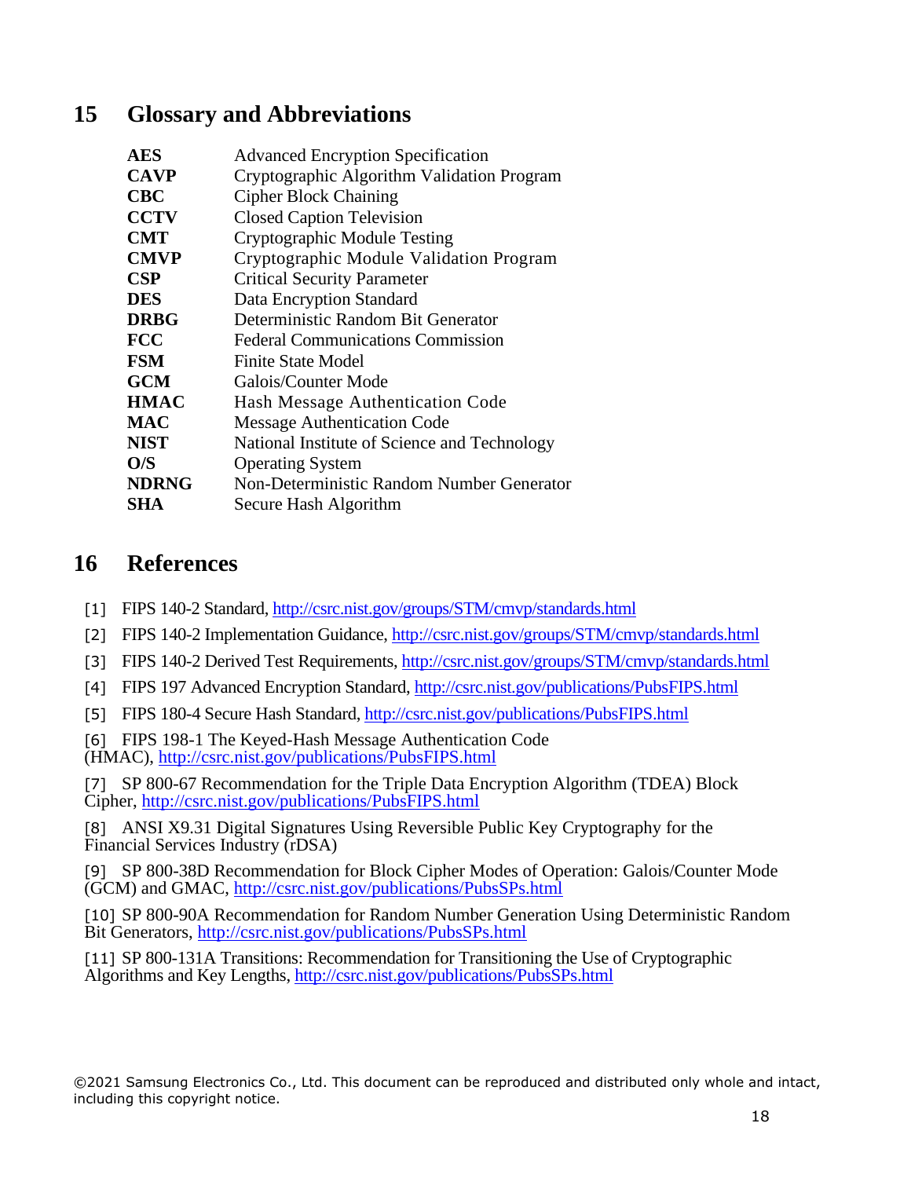# 15 Glossary and Abbreviations

| | |
|---|---|
| **AES** | Advanced Encryption Specification |
| **CAVP** | Cryptographic Algorithm Validation Program |
| **CBC** | Cipher Block Chaining |
| **CCTV** | Closed Caption Television |
| **CMT** | Cryptographic Module Testing |
| **CMVP** | Cryptographic Module Validation Program |
| **CSP** | Critical Security Parameter |
| **DES** | Data Encryption Standard |
| **DRBG** | Deterministic Random Bit Generator |
| **FCC** | Federal Communications Commission |
| **FSM** | Finite State Model |
| **GCM** | Galois/Counter Mode |
| **HMAC** | Hash Message Authentication Code |
| **MAC** | Message Authentication Code |
| **NIST** | National Institute of Science and Technology |
| **O/S** | Operating System |
| **NDRNG** | Non-Deterministic Random Number Generator |
| **SHA** | Secure Hash Algorithm |

# 16 References

[1] FIPS 140-2 Standard, http://csrc.nist.gov/groups/STM/cmvp/standards.html

[2] FIPS 140-2 Implementation Guidance, http://csrc.nist.gov/groups/STM/cmvp/standards.html

[3] FIPS 140-2 Derived Test Requirements, http://csrc.nist.gov/groups/STM/cmvp/standards.html

[4] FIPS 197 Advanced Encryption Standard, http://csrc.nist.gov/publications/PubsFIPS.html

[5] FIPS 180-4 Secure Hash Standard, http://csrc.nist.gov/publications/PubsFIPS.html

[6] FIPS 198-1 The Keyed-Hash Message Authentication Code (HMAC), http://csrc.nist.gov/publications/PubsFIPS.html

[7] SP 800-67 Recommendation for the Triple Data Encryption Algorithm (TDEA) Block Cipher, http://csrc.nist.gov/publications/PubsFIPS.html

[8] ANSI X9.31 Digital Signatures Using Reversible Public Key Cryptography for the Financial Services Industry (rDSA)

[9] SP 800-38D Recommendation for Block Cipher Modes of Operation: Galois/Counter Mode (GCM) and GMAC, http://csrc.nist.gov/publications/PubsSPs.html

[10] SP 800-90A Recommendation for Random Number Generation Using Deterministic Random Bit Generators, http://csrc.nist.gov/publications/PubsSPs.html

[11] SP 800-131A Transitions: Recommendation for Transitioning the Use of Cryptographic Algorithms and Key Lengths, http://csrc.nist.gov/publications/PubsSPs.html

©2021 Samsung Electronics Co., Ltd. This document can be reproduced and distributed only whole and intact, including this copyright notice.